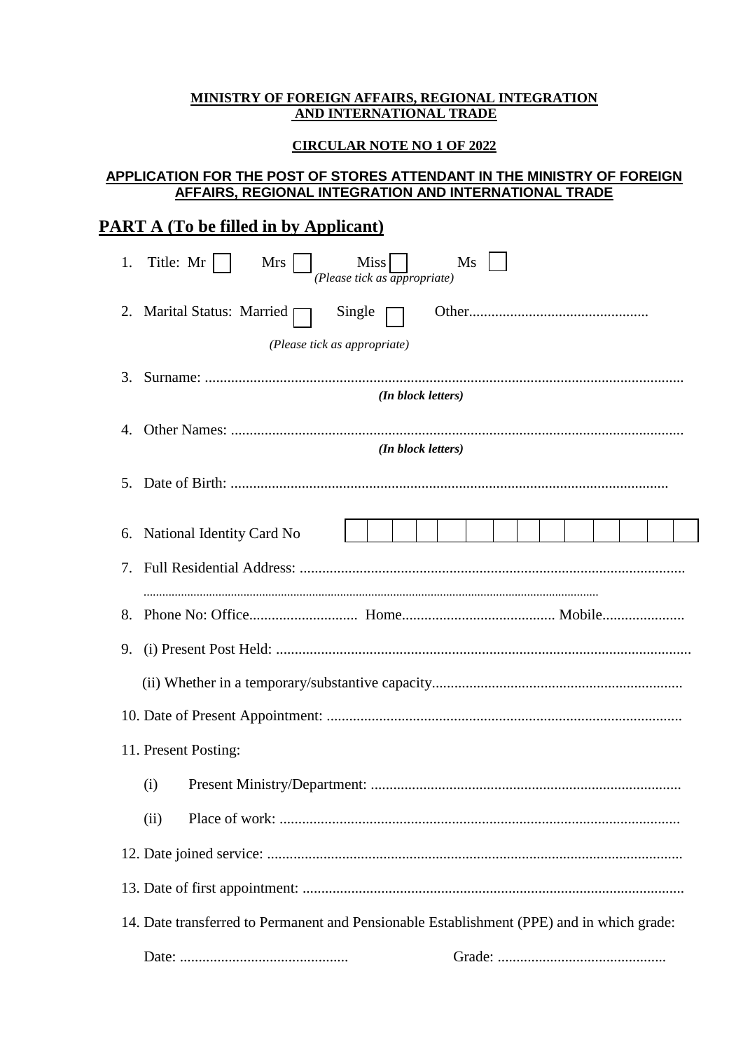**MINISTRY OF FOREIGN AFFAIRS, REGIONAL INTEGRATION AND INTERNATIONAL TRADE**

**CIRCULAR NOTE NO 1 OF 2022**

**APPLICATION FOR THE POST OF STORES ATTENDANT IN THE MINISTRY OF FOREIGN AFFAIRS, REGIONAL INTEGRATION AND INTERNATIONAL TRADE**

## PART A (To be filled in by Applicant)

1. Title: Mr ☐ Mrs ☐ Miss ☐ Ms ☐
   *(Please tick as appropriate)*

2. Marital Status: Married ☐ Single ☐ Other................................................
   *(Please tick as appropriate)*

3. Surname: ...............................................................................................................................
   ***(In block letters)***

4. Other Names: ........................................................................................................................
   ***(In block letters)***

5. Date of Birth: ....................................................................................................................

6. National Identity Card No

| | | | | | | | | | | | | | |
|---|---|---|---|---|---|---|---|---|---|---|---|---|---|

7. Full Residential Address: .......................................................................................................
   ..............................................................................................................................................

8. Phone No: Office............................. Home......................................... Mobile......................

9. (i) Present Post Held: .............................................................................................................
   (ii) Whether in a temporary/substantive capacity...................................................................

10. Date of Present Appointment: ..............................................................................................

11. Present Posting:
    (i) Present Ministry/Department: ..................................................................................
    (ii) Place of work: ..........................................................................................................

12. Date joined service: ..............................................................................................................

13. Date of first appointment: .....................................................................................................

14. Date transferred to Permanent and Pensionable Establishment (PPE) and in which grade:
    Date: ............................................ Grade: ............................................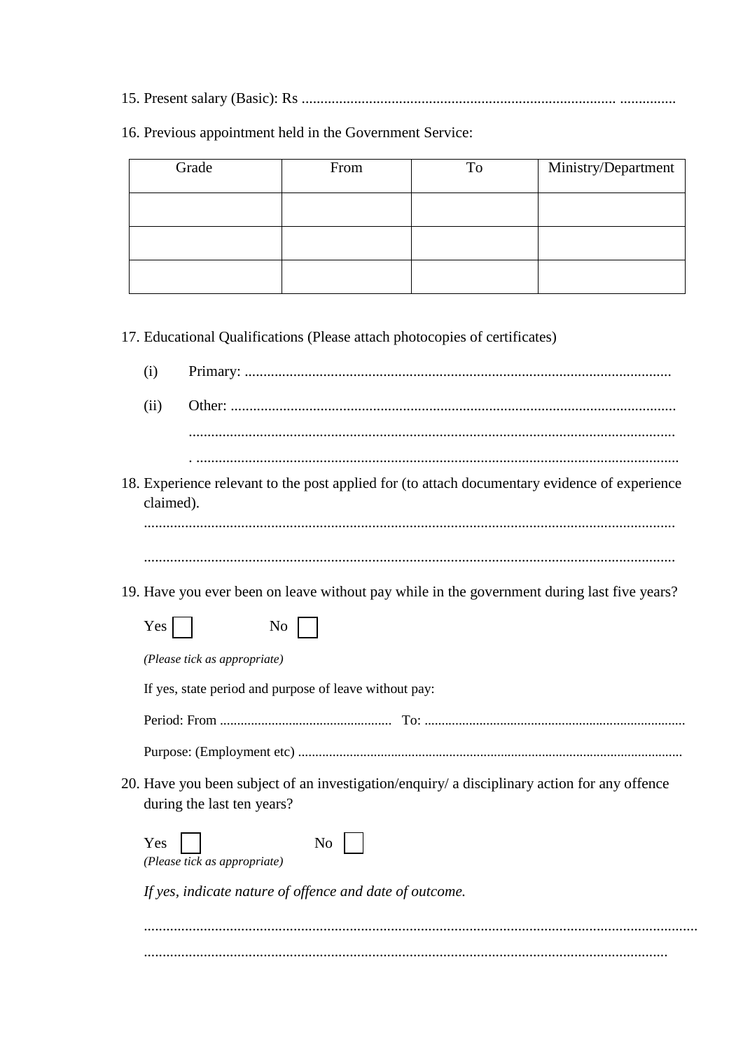15. Present salary (Basic): Rs .................................................................................... ...............

16. Previous appointment held in the Government Service:

| Grade | From | To | Ministry/Department |
|---|---|---|---|
| | | | |
| | | | |
| | | | |

17. Educational Qualifications (Please attach photocopies of certificates)

 (i) Primary: .................................................................................................................

 (ii) Other: .......................................................................................................................

 ..................................................................................................................................

 . ...............................................................................................................................

18. Experience relevant to the post applied for (to attach documentary evidence of experience claimed).

 ............................................................................................................................................

 ............................................................................................................................................

19. Have you ever been on leave without pay while in the government during last five years?

 Yes ☐ No ☐

 *(Please tick as appropriate)*

 If yes, state period and purpose of leave without pay:

 Period: From .................................................. To: ..........................................................................

 Purpose: (Employment etc) .............................................................................................................

20. Have you been subject of an investigation/enquiry/ a disciplinary action for any offence during the last ten years?

 Yes ☐ No ☐
 *(Please tick as appropriate)*

 *If yes, indicate nature of offence and date of outcome.*

 ..................................................................................................................................................

 ..........................................................................................................................................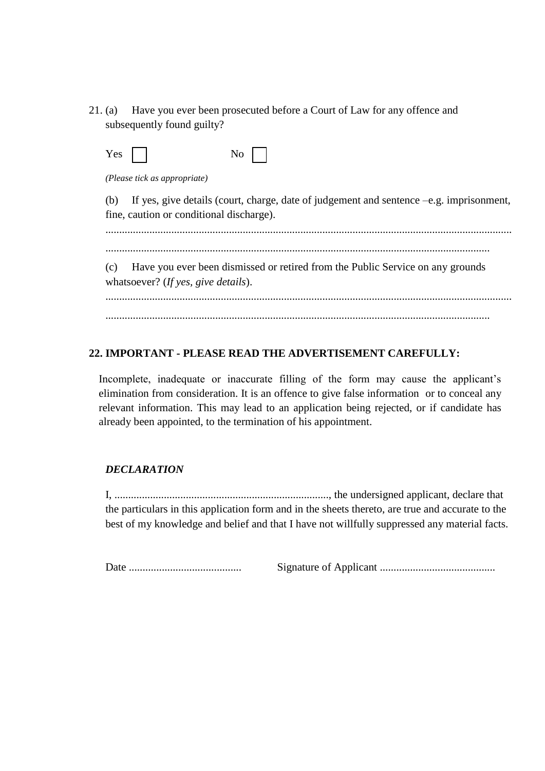21. (a) Have you ever been prosecuted before a Court of Law for any offence and subsequently found guilty?

Yes ☐ No ☐

*(Please tick as appropriate)*

(b) If yes, give details (court, charge, date of judgement and sentence –e.g. imprisonment, fine, caution or conditional discharge).

..................................................................................................................................................

..........................................................................................................................................

(c) Have you ever been dismissed or retired from the Public Service on any grounds whatsoever? (*If yes, give details*).

..................................................................................................................................................

..........................................................................................................................................

**22. IMPORTANT - PLEASE READ THE ADVERTISEMENT CAREFULLY:**

Incomplete, inadequate or inaccurate filling of the form may cause the applicant's elimination from consideration. It is an offence to give false information or to conceal any relevant information. This may lead to an application being rejected, or if candidate has already been appointed, to the termination of his appointment.

***DECLARATION***

I, .............................................................................., the undersigned applicant, declare that the particulars in this application form and in the sheets thereto, are true and accurate to the best of my knowledge and belief and that I have not willfully suppressed any material facts.

Date ......................................... Signature of Applicant ..........................................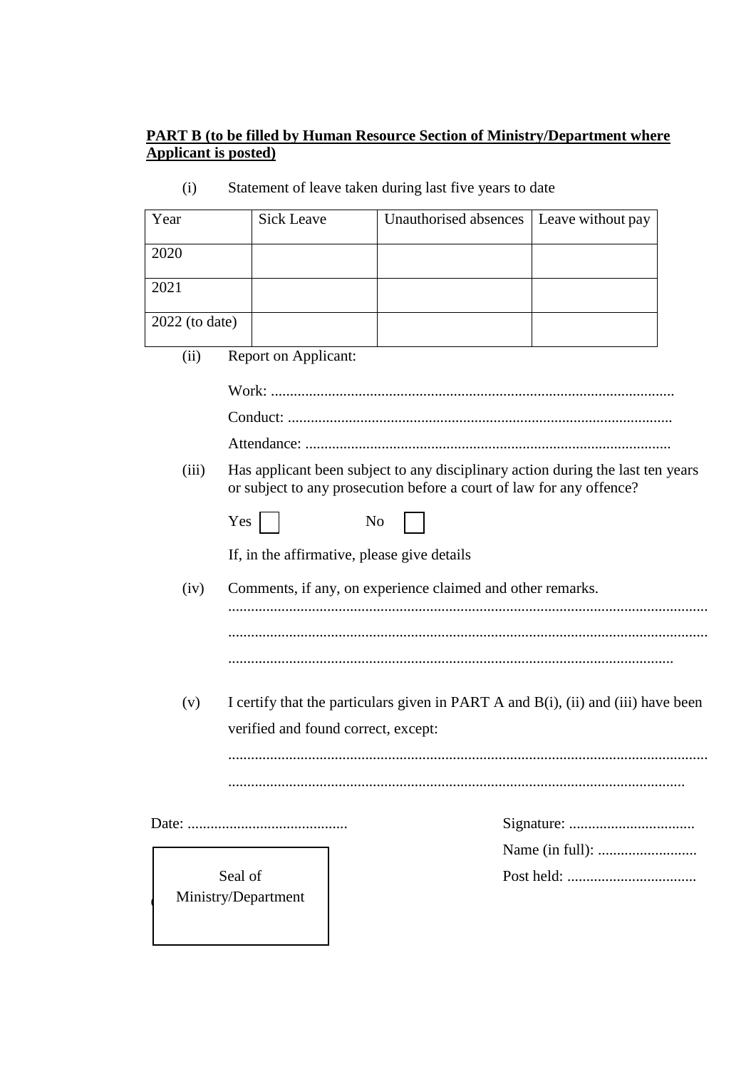**PART B (to be filled by Human Resource Section of Ministry/Department where Applicant is posted)**

(i) Statement of leave taken during last five years to date

| Year | Sick Leave | Unauthorised absences | Leave without pay |
|---|---|---|---|
| 2020 | | | |
| 2021 | | | |
| 2022 (to date) | | | |

(ii) Report on Applicant:

Work: ........................................................................................................

Conduct: ...................................................................................................

Attendance: ..............................................................................................

(iii) Has applicant been subject to any disciplinary action during the last ten years or subject to any prosecution before a court of law for any offence?

Yes ☐ No ☐

If, in the affirmative, please give details

(iv) Comments, if any, on experience claimed and other remarks.

............................................................................................................................

............................................................................................................................

..................................................................................................................

(v) I certify that the particulars given in PART A and B(i), (ii) and (iii) have been verified and found correct, except:

............................................................................................................................

.....................................................................................................................

Date: ..........................................

Signature: .................................

Name (in full): ..........................

Post held: ..................................

Seal of Ministry/Department